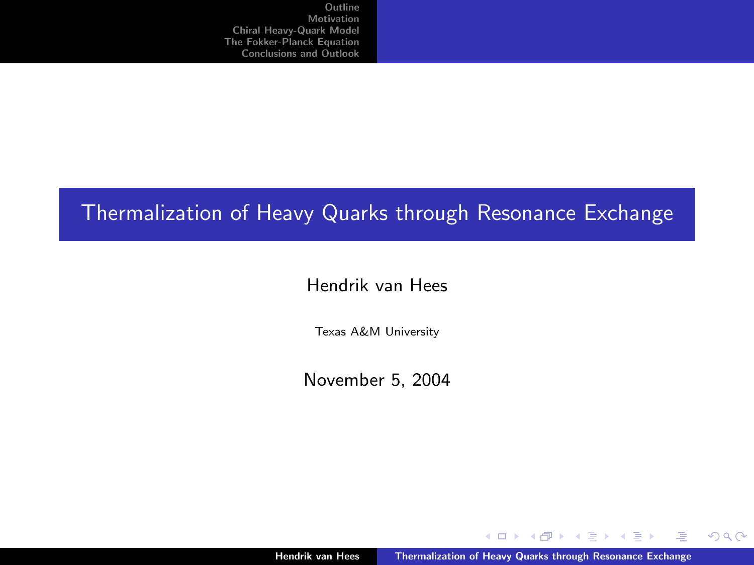# Thermalization of Heavy Quarks through Resonance Exchange

Hendrik van Hees

Texas A&M University

November 5, 2004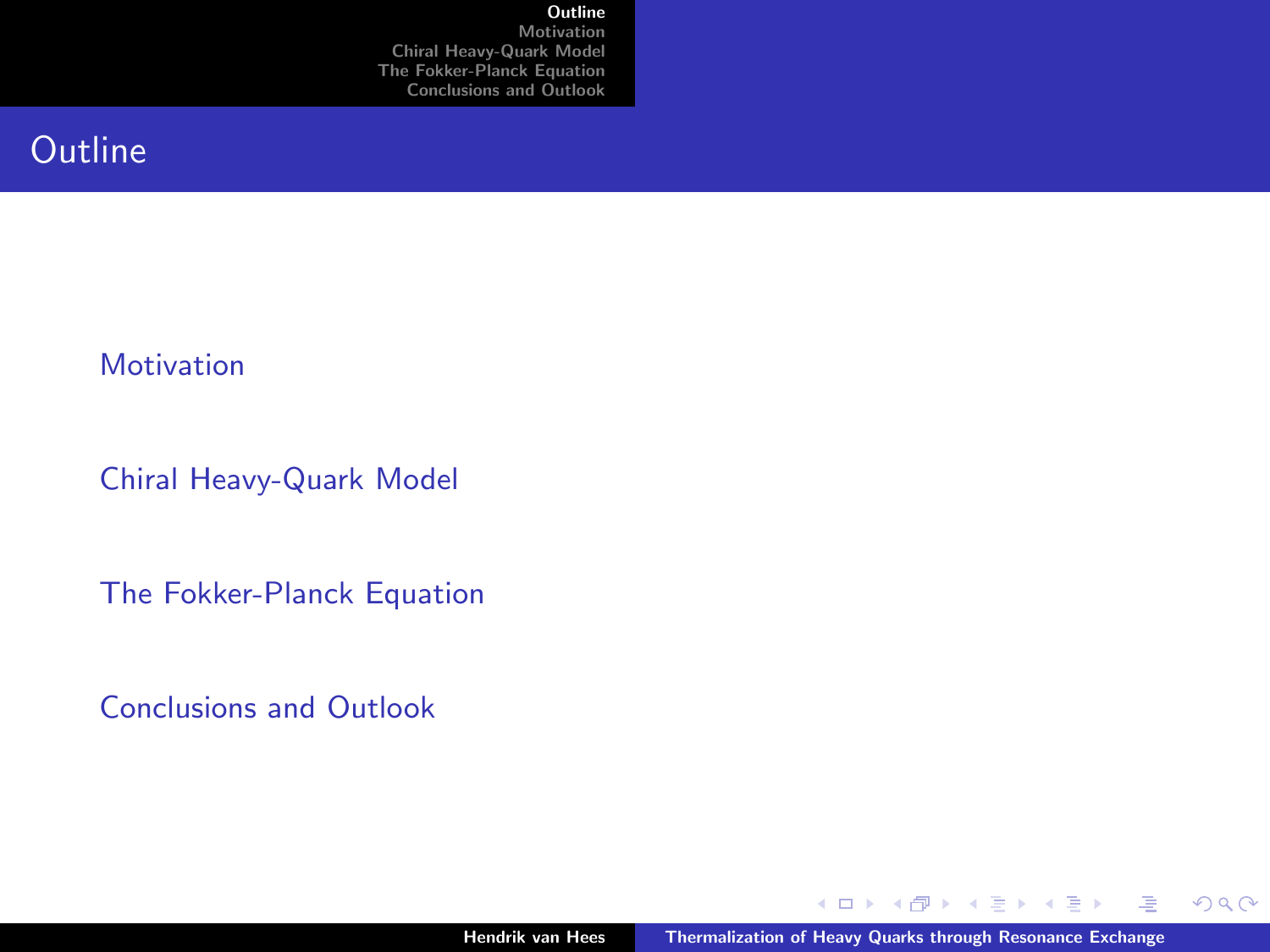# Outline

- Motivation
- Chiral Heavy-Quark Model
- The Fokker-Planck Equation
- Conclusions and Outlook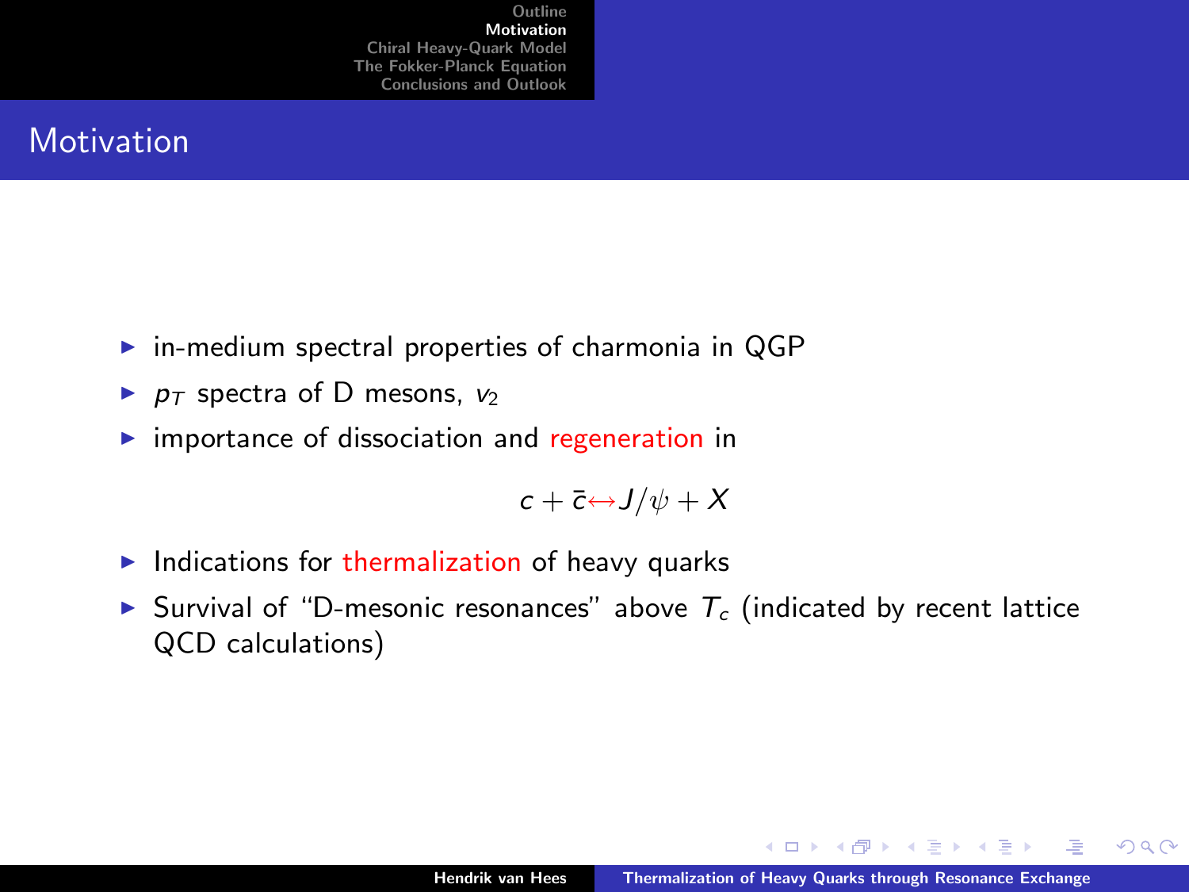# Motivation

- in-medium spectral properties of charmonia in QGP
- $p_T$ spectra of D mesons, $v_2$
- importance of dissociation and regeneration in

$$c + \bar{c} \leftrightarrow J/\psi + X$$

- Indications for thermalization of heavy quarks
- Survival of "D-mesonic resonances" above $T_c$ (indicated by recent lattice QCD calculations)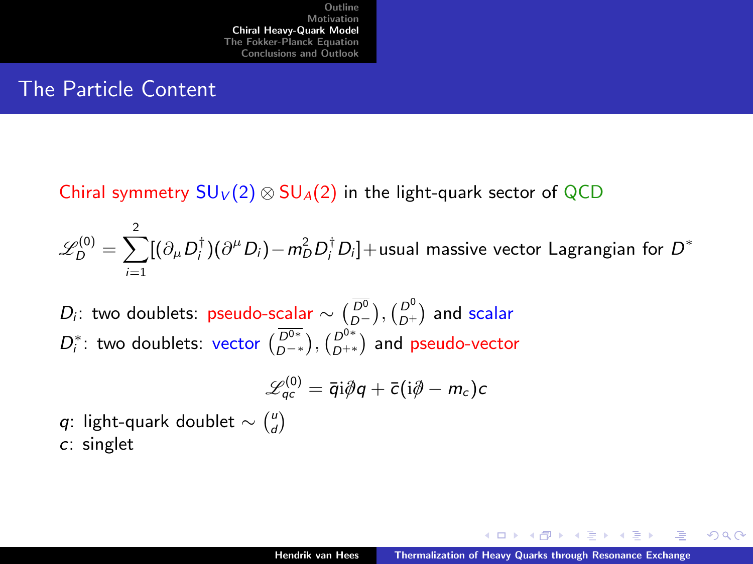## The Particle Content

Chiral symmetry $\mathrm{SU}_V(2) \otimes \mathrm{SU}_A(2)$ in the light-quark sector of QCD

$$\mathscr{L}_D^{(0)} = \sum_{i=1}^{2} [(\partial_\mu D_i^\dagger)(\partial^\mu D_i) - m_D^2 D_i^\dagger D_i] + \text{usual massive vector Lagrangian for } D^*$$

$D_i$: two doublets: pseudo-scalar $\sim \binom{\overline{D^0}}{D^-}, \binom{D^0}{D^+}$ and scalar

$D_i^*$: two doublets: vector $\binom{\overline{D^{0*}}}{D^{-*}}, \binom{D^{0*}}{D^{+*}}$ and pseudo-vector

$$\mathscr{L}_{qc}^{(0)} = \bar{q} \mathrm{i} \partial\!\!\!/ q + \bar{c}(\mathrm{i}\partial\!\!\!/ - m_c)c$$

$q$: light-quark doublet $\sim \binom{u}{d}$

$c$: singlet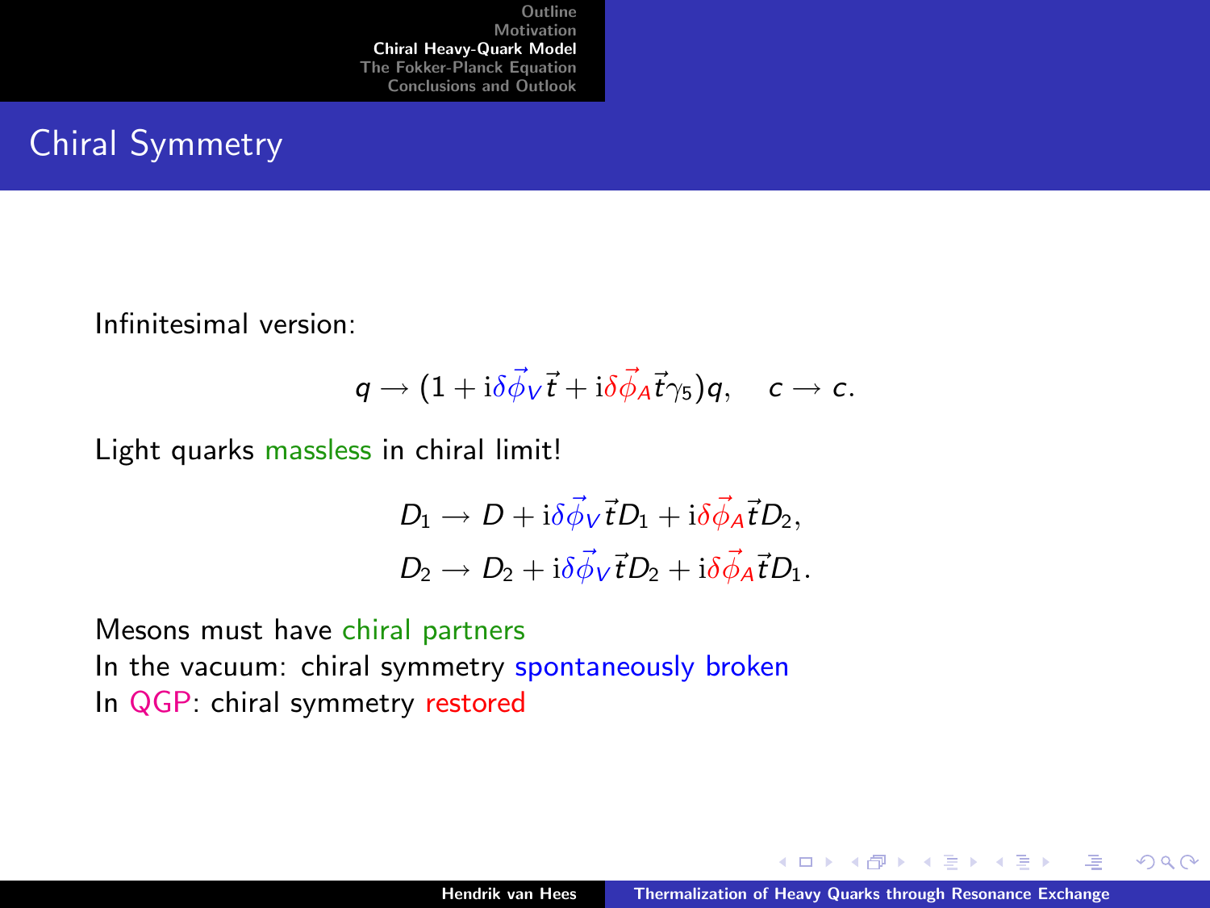## Chiral Symmetry

Infinitesimal version:

$$q \to (1 + \mathrm{i}\delta\vec{\phi}_V \vec{t} + \mathrm{i}\delta\vec{\phi}_A \vec{t}\gamma_5)q, \quad c \to c.$$

Light quarks massless in chiral limit!

$$D_1 \to D + \mathrm{i}\delta\vec{\phi}_V \vec{t} D_1 + \mathrm{i}\delta\vec{\phi}_A \vec{t} D_2,$$

$$D_2 \to D_2 + \mathrm{i}\delta\vec{\phi}_V \vec{t} D_2 + \mathrm{i}\delta\vec{\phi}_A \vec{t} D_1.$$

Mesons must have chiral partners
In the vacuum: chiral symmetry spontaneously broken
In QGP: chiral symmetry restored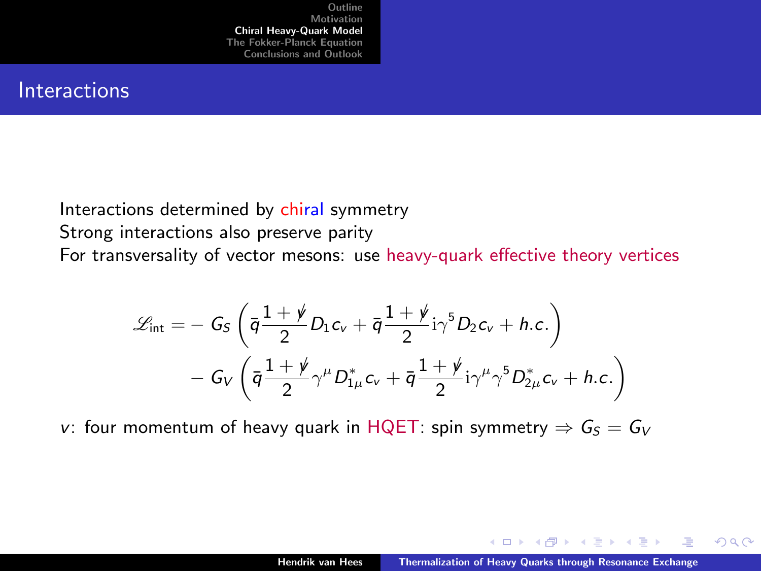## Interactions

Interactions determined by chiral symmetry
Strong interactions also preserve parity
For transversality of vector mesons: use heavy-quark effective theory vertices

$$
\begin{aligned}
\mathscr{L}_{\text{int}} = & - G_S \left( \bar{q} \frac{1 + \not{v}}{2} D_1 c_v + \bar{q} \frac{1 + \not{v}}{2} \mathrm{i}\gamma^5 D_2 c_v + h.c. \right) \\
& - G_V \left( \bar{q} \frac{1 + \not{v}}{2} \gamma^\mu D_{1\mu}^* c_v + \bar{q} \frac{1 + \not{v}}{2} \mathrm{i}\gamma^\mu \gamma^5 D_{2\mu}^* c_v + h.c. \right)
\end{aligned}
$$

$v$: four momentum of heavy quark in HQET: spin symmetry $\Rightarrow G_S = G_V$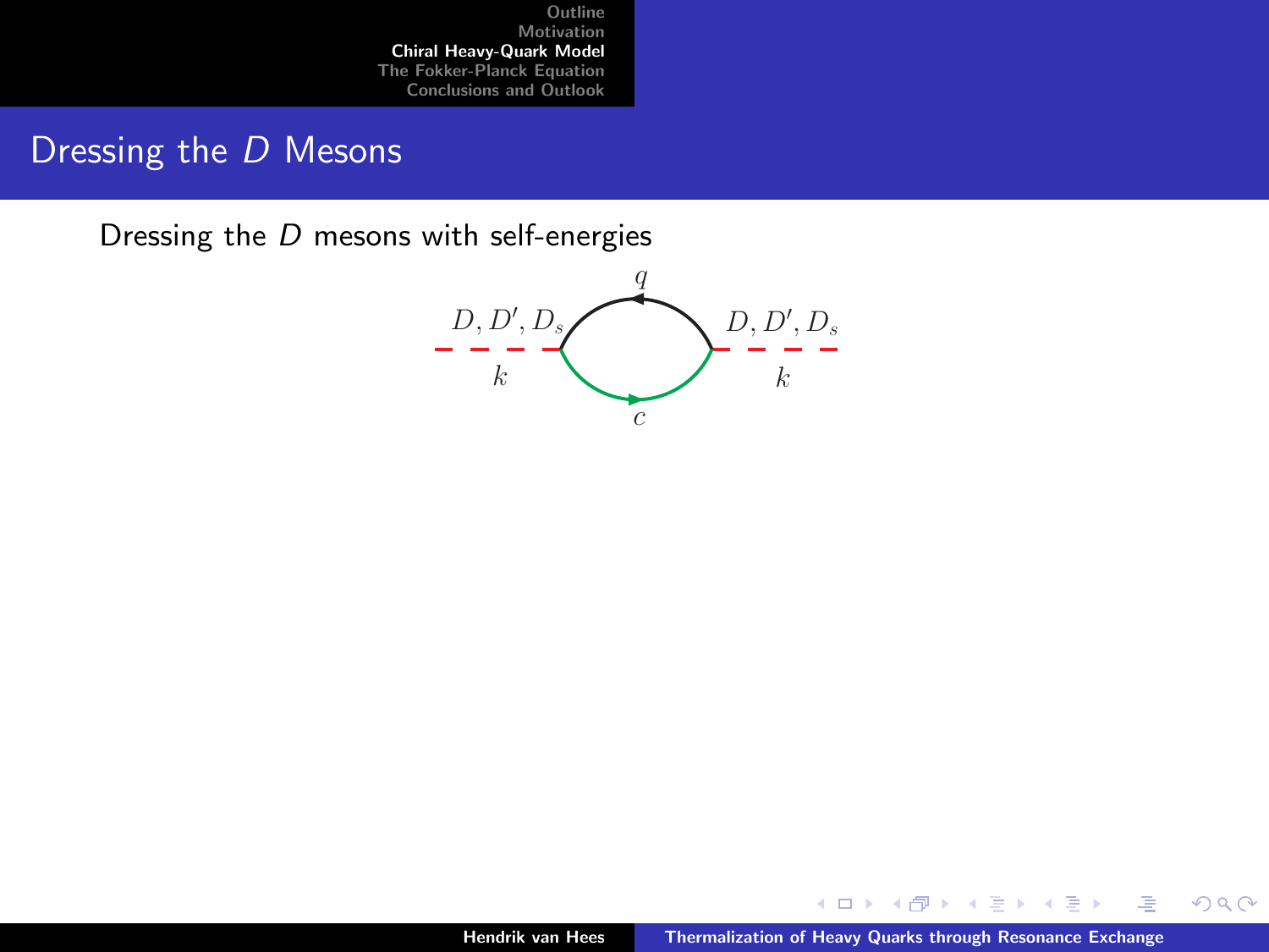## Dressing the $D$ Mesons

Dressing the $D$ mesons with self-energies

$D, D', D_s$ &nbsp;&nbsp; $q$ &nbsp;&nbsp; $D, D', D_s$

$k$ &nbsp;&nbsp; $c$ &nbsp;&nbsp; $k$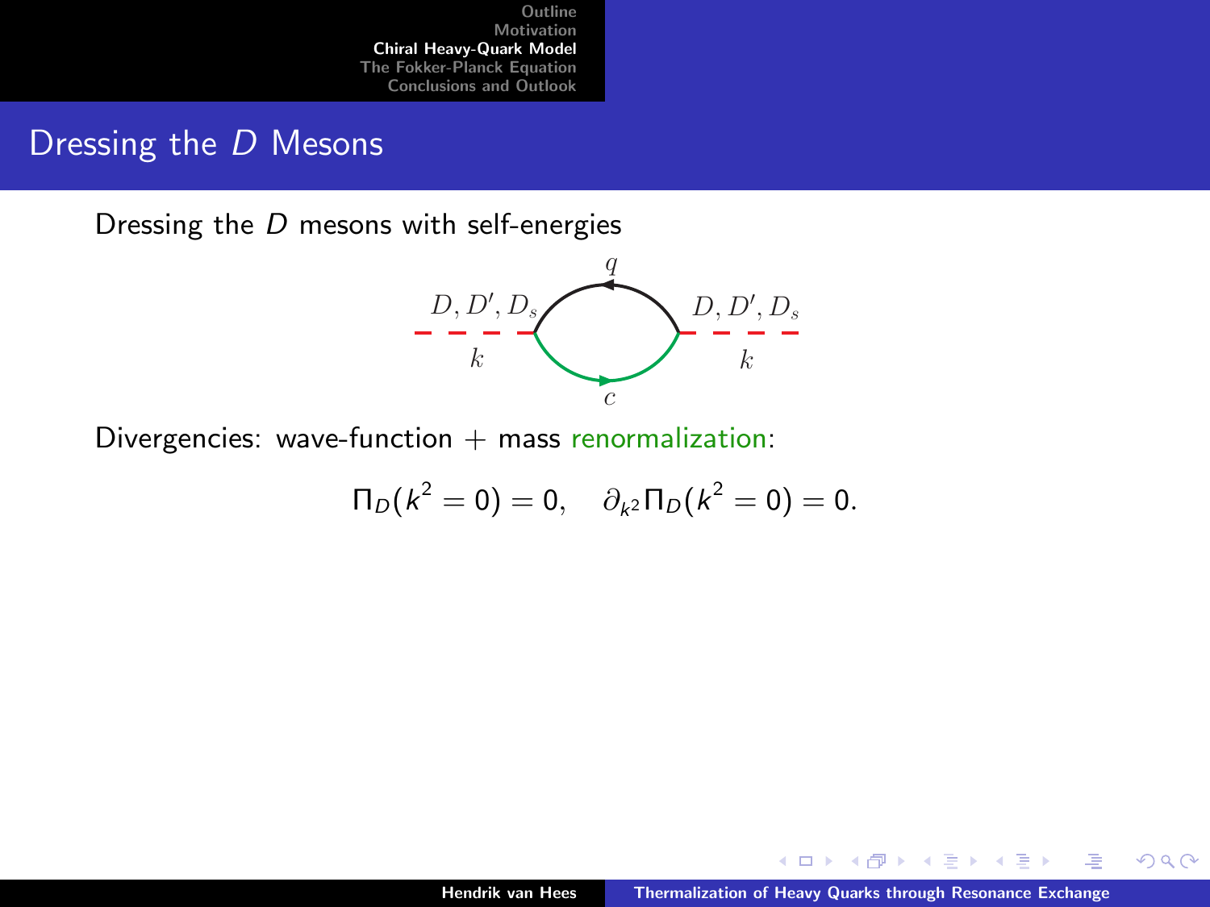# Dressing the $D$ Mesons

Dressing the $D$ mesons with self-energies

$D, D', D_s$ $q$ $D, D', D_s$

$k$ $c$ $k$

Divergencies: wave-function + mass renormalization:

$$\Pi_D(k^2 = 0) = 0, \quad \partial_{k^2} \Pi_D(k^2 = 0) = 0.$$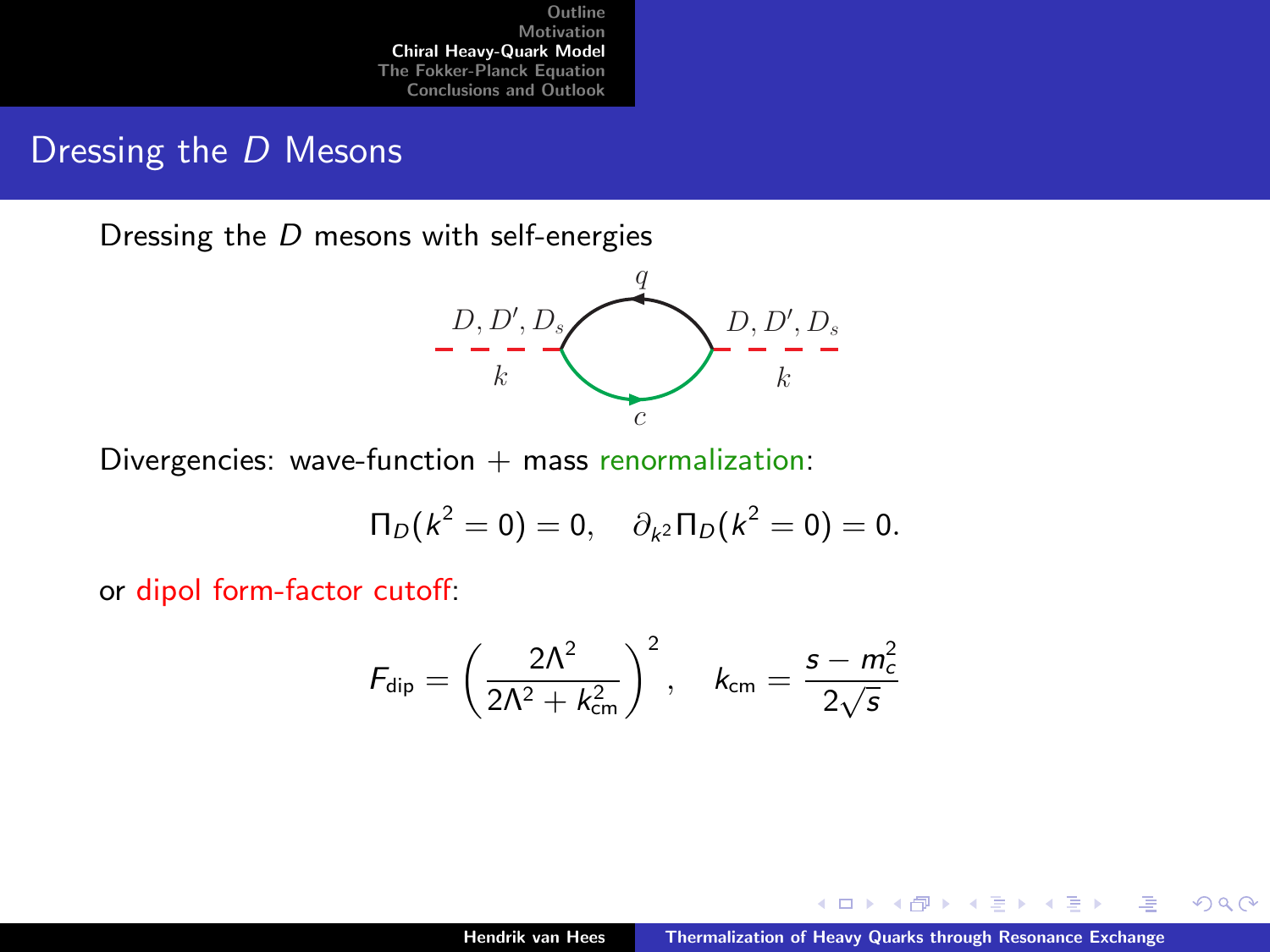## Dressing the $D$ Mesons

Dressing the $D$ mesons with self-energies

Divergencies: wave-function + mass renormalization:

$$\Pi_D(k^2 = 0) = 0, \quad \partial_{k^2} \Pi_D(k^2 = 0) = 0.$$

or dipol form-factor cutoff:

$$F_{\text{dip}} = \left( \frac{2\Lambda^2}{2\Lambda^2 + k_{\text{cm}}^2} \right)^2, \quad k_{\text{cm}} = \frac{s - m_c^2}{2\sqrt{s}}$$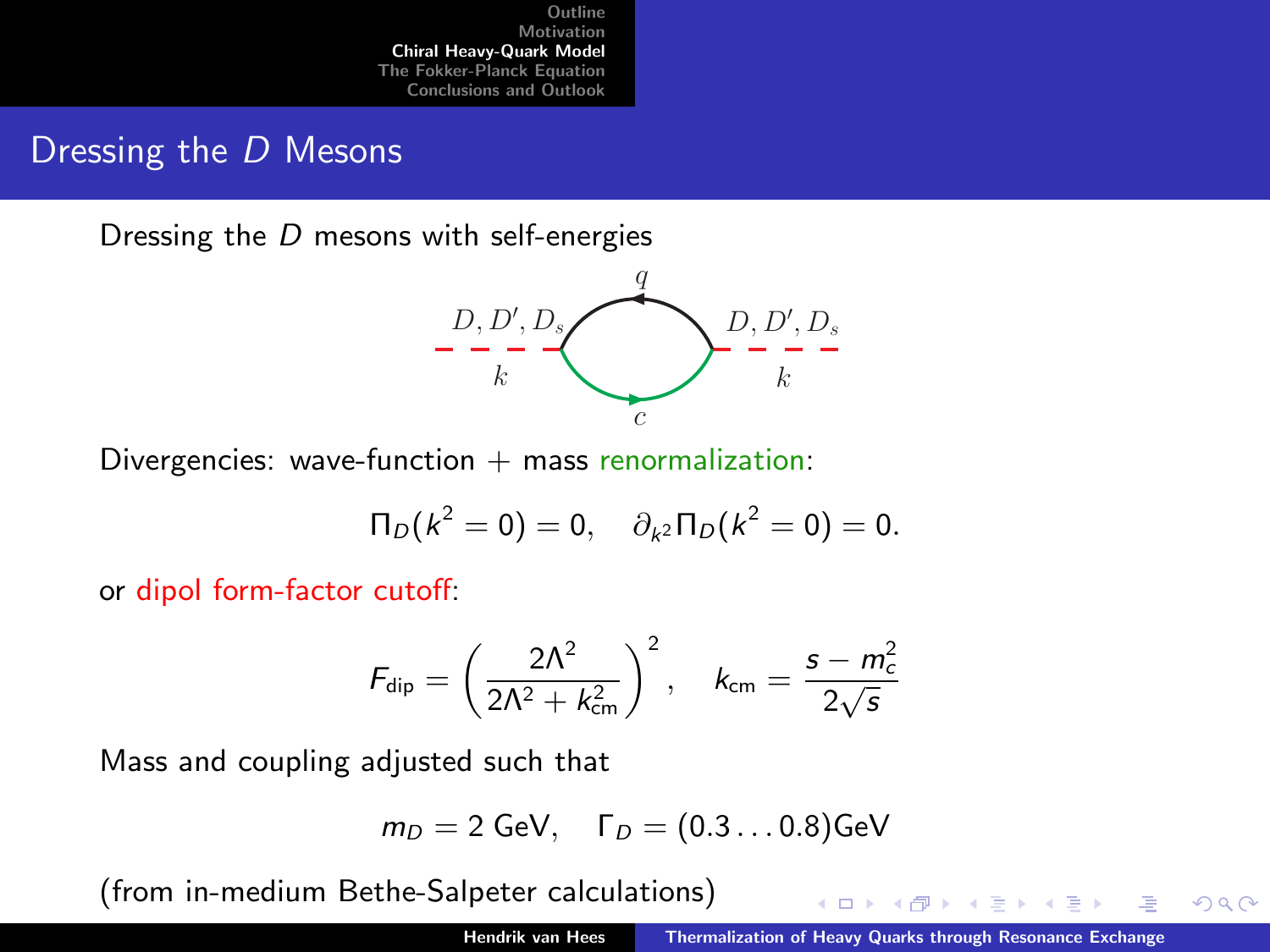## Dressing the $D$ Mesons

Dressing the $D$ mesons with self-energies

Divergencies: wave-function + mass renormalization:

$$\Pi_D(k^2 = 0) = 0, \quad \partial_{k^2} \Pi_D(k^2 = 0) = 0.$$

or dipol form-factor cutoff:

$$F_{\text{dip}} = \left( \frac{2\Lambda^2}{2\Lambda^2 + k_{\text{cm}}^2} \right)^2, \quad k_{\text{cm}} = \frac{s - m_c^2}{2\sqrt{s}}$$

Mass and coupling adjusted such that

$$m_D = 2 \text{ GeV}, \quad \Gamma_D = (0.3 \ldots 0.8)\text{GeV}$$

(from in-medium Bethe-Salpeter calculations)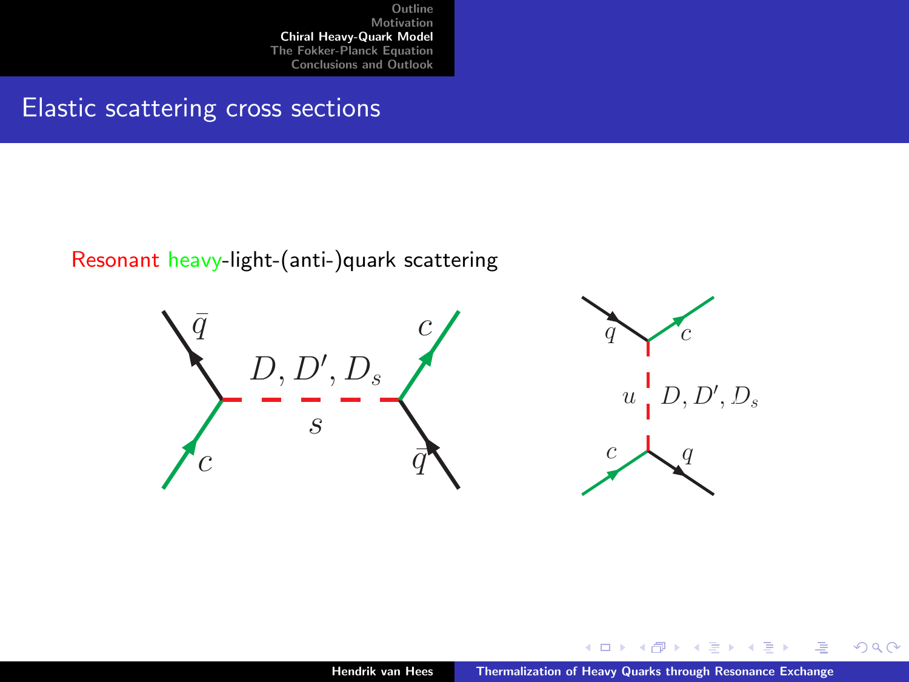# Elastic scattering cross sections

Resonant heavy-light-(anti-)quark scattering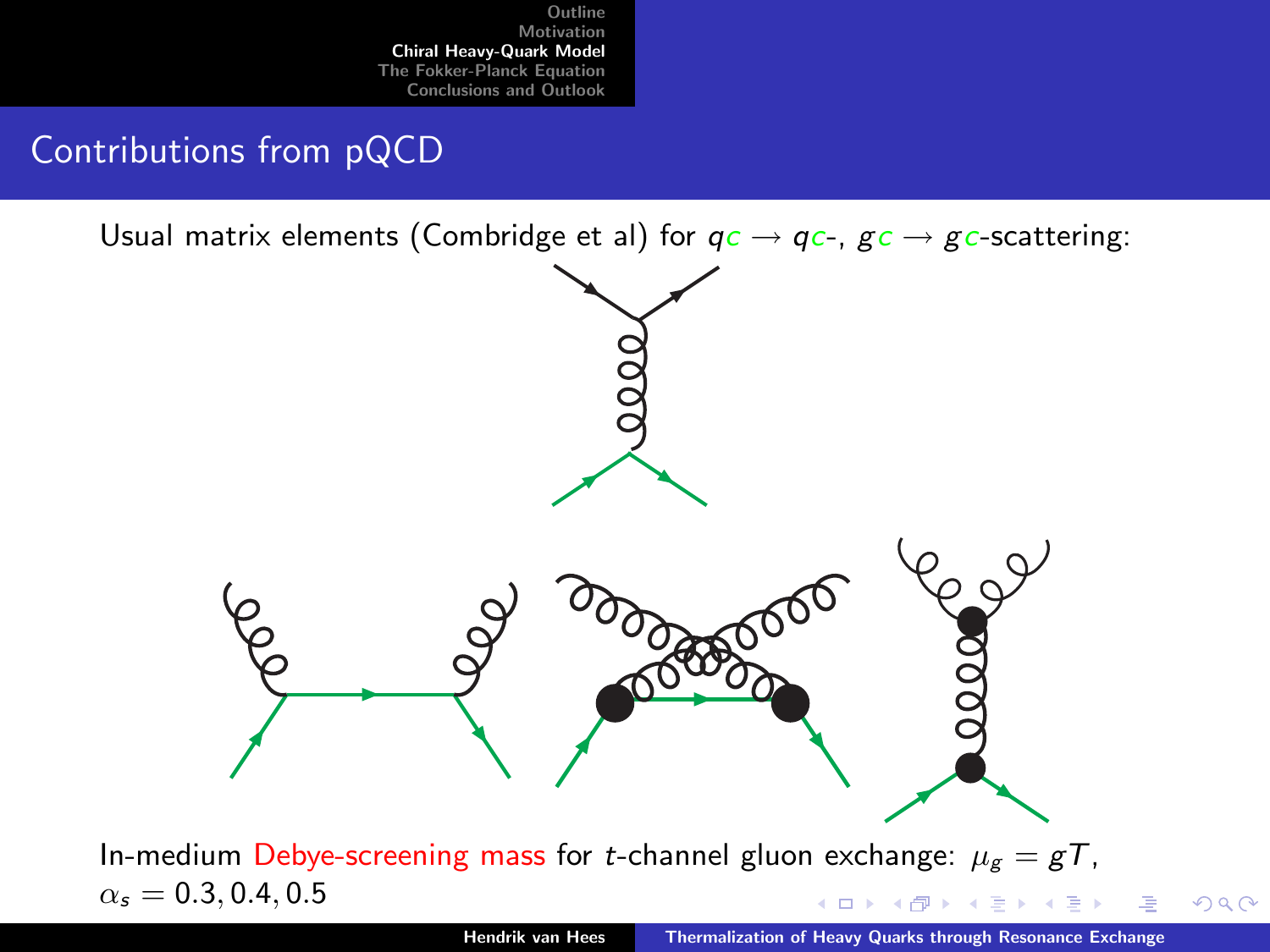## Contributions from pQCD

Usual matrix elements (Combridge et al) for $qc \rightarrow qc$-, $gc \rightarrow gc$-scattering:

In-medium Debye-screening mass for $t$-channel gluon exchange: $\mu_g = gT$, $\alpha_s = 0.3, 0.4, 0.5$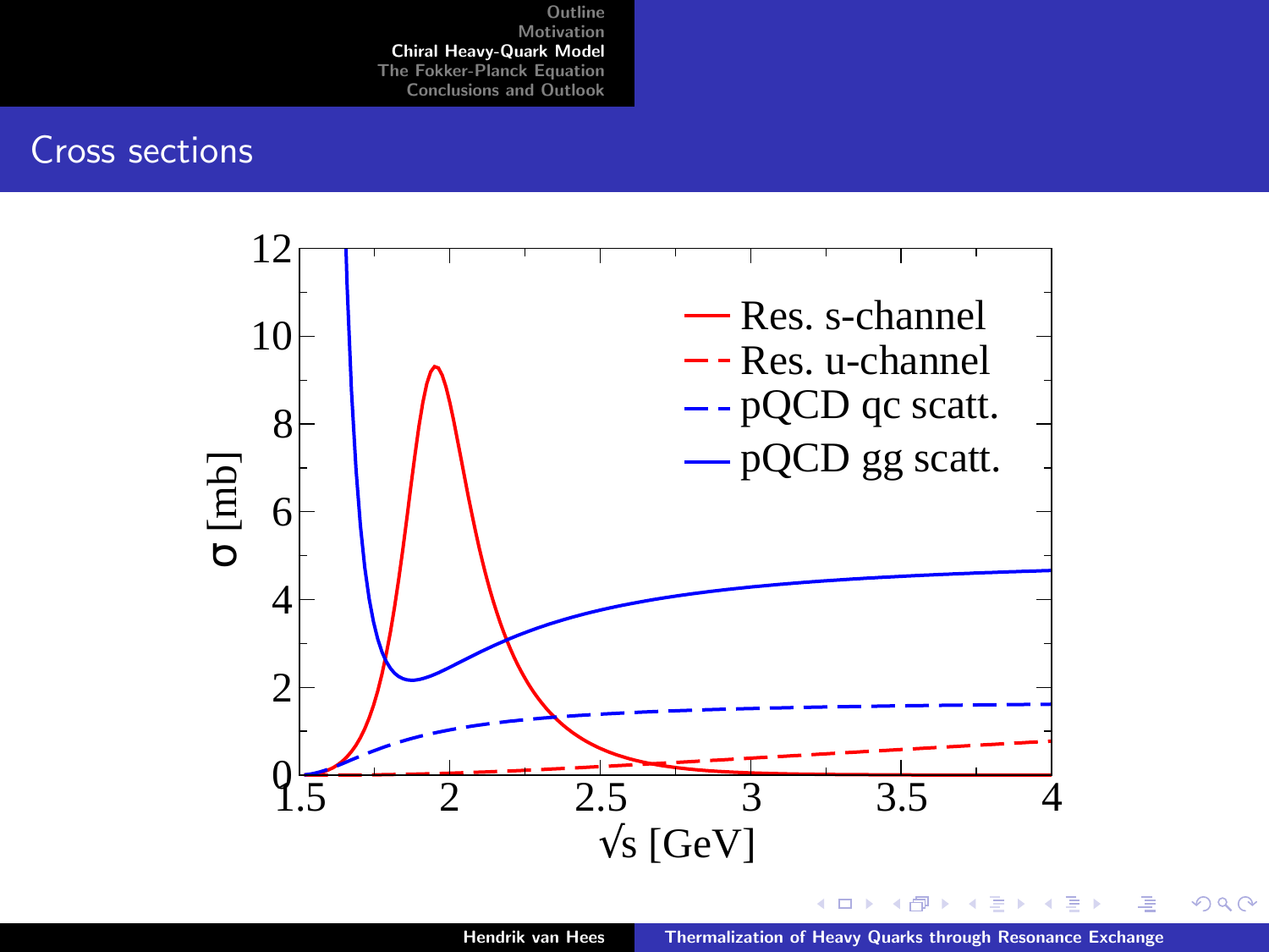## Cross sections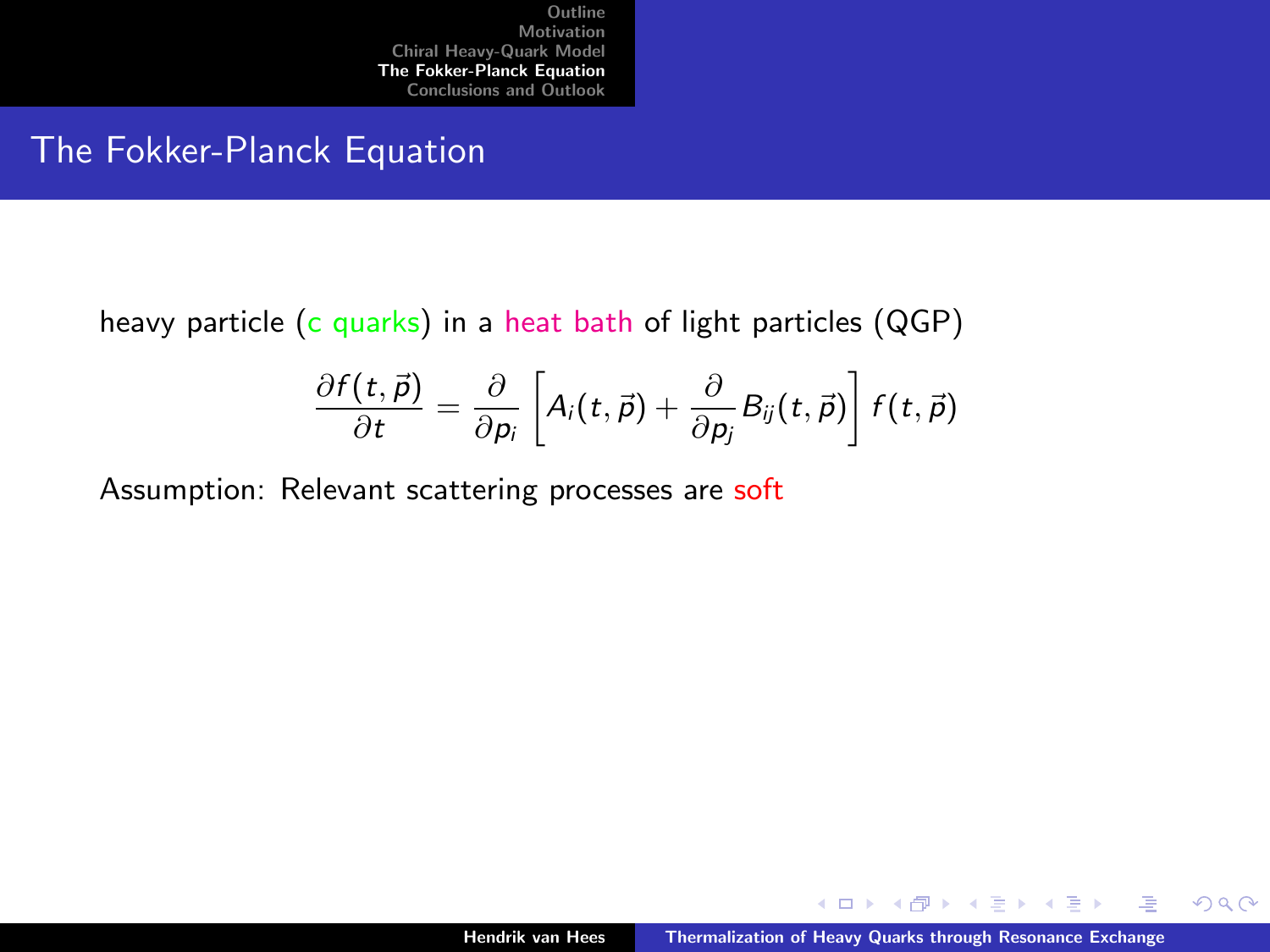# The Fokker-Planck Equation

heavy particle (c quarks) in a heat bath of light particles (QGP)

$$\frac{\partial f(t,\vec{p})}{\partial t} = \frac{\partial}{\partial p_i}\left[A_i(t,\vec{p}) + \frac{\partial}{\partial p_j} B_{ij}(t,\vec{p})\right] f(t,\vec{p})$$

Assumption: Relevant scattering processes are soft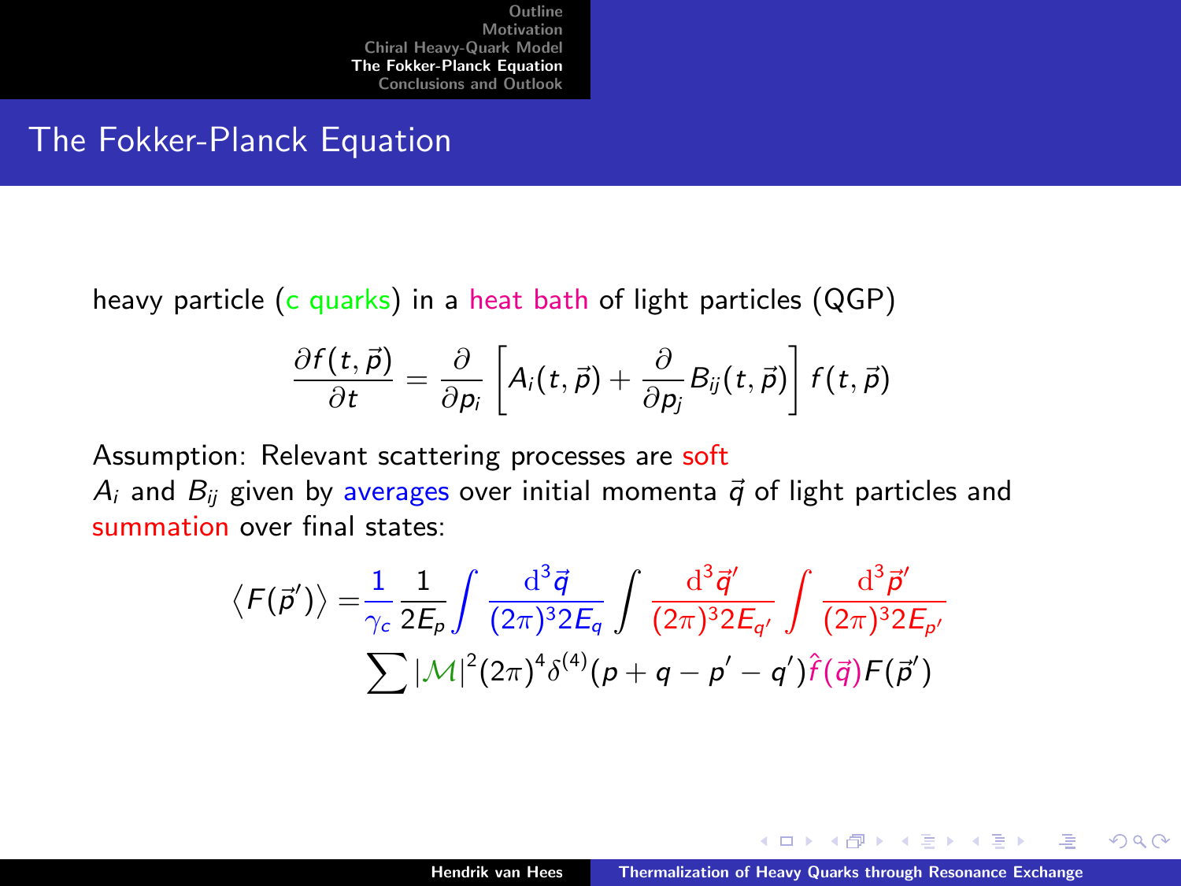# The Fokker-Planck Equation

heavy particle (c quarks) in a heat bath of light particles (QGP)

$$\frac{\partial f(t,\vec{p})}{\partial t} = \frac{\partial}{\partial p_i}\left[A_i(t,\vec{p}) + \frac{\partial}{\partial p_j} B_{ij}(t,\vec{p})\right] f(t,\vec{p})$$

Assumption: Relevant scattering processes are soft

$A_i$ and $B_{ij}$ given by averages over initial momenta $\vec{q}$ of light particles and summation over final states:

$$\left\langle F(\vec{p}\,')\right\rangle = \frac{1}{\gamma_c}\frac{1}{2E_p}\int \frac{\mathrm{d}^3\vec{q}}{(2\pi)^3 2E_q}\int \frac{\mathrm{d}^3\vec{q}\,'}{(2\pi)^3 2E_{q'}}\int \frac{\mathrm{d}^3\vec{p}\,'}{(2\pi)^3 2E_{p'}} \sum |\mathcal{M}|^2 (2\pi)^4 \delta^{(4)}(p+q-p'-q')\hat{f}(\vec{q})F(\vec{p}\,')$$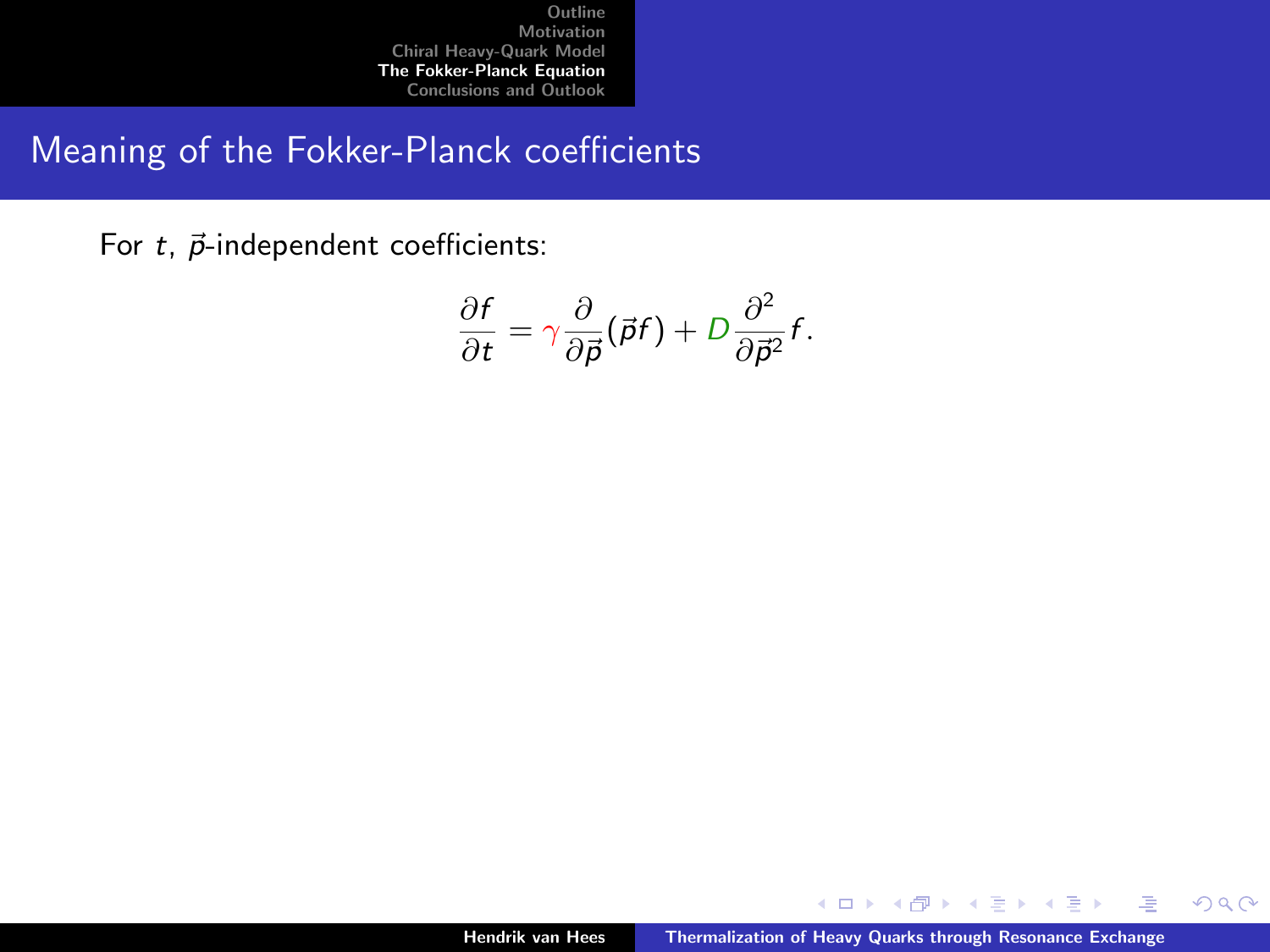## Meaning of the Fokker-Planck coefficients

For $t$, $\vec{p}$-independent coefficients:

$$\frac{\partial f}{\partial t} = \gamma \frac{\partial}{\partial \vec{p}}(\vec{p} f) + D \frac{\partial^2}{\partial \vec{p}^2} f.$$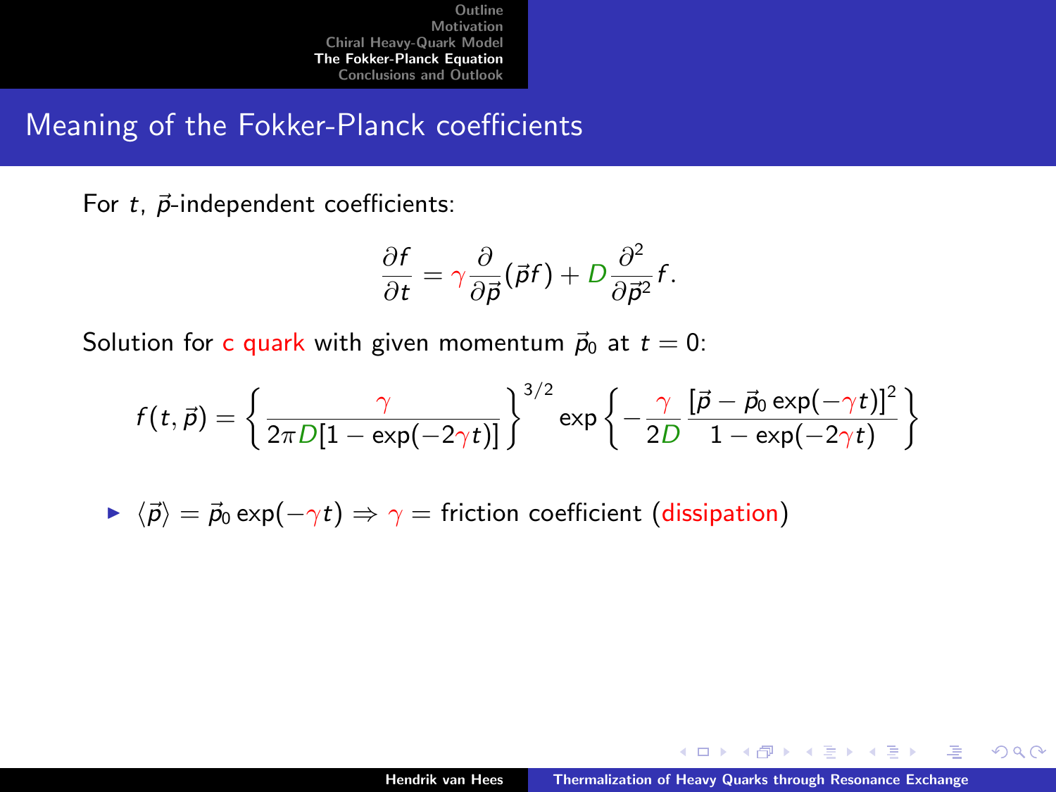## Meaning of the Fokker-Planck coefficients

For $t$, $\vec{p}$-independent coefficients:

$$\frac{\partial f}{\partial t} = \gamma \frac{\partial}{\partial \vec{p}}(\vec{p} f) + D \frac{\partial^2}{\partial \vec{p}^2} f.$$

Solution for c quark with given momentum $\vec{p}_0$ at $t = 0$:

$$f(t, \vec{p}) = \left\{ \frac{\gamma}{2\pi D[1 - \exp(-2\gamma t)]} \right\}^{3/2} \exp\left\{ -\frac{\gamma}{2D} \frac{[\vec{p} - \vec{p}_0 \exp(-\gamma t)]^2}{1 - \exp(-2\gamma t)} \right\}$$

- $\langle \vec{p} \rangle = \vec{p}_0 \exp(-\gamma t) \Rightarrow \gamma =$ friction coefficient (dissipation)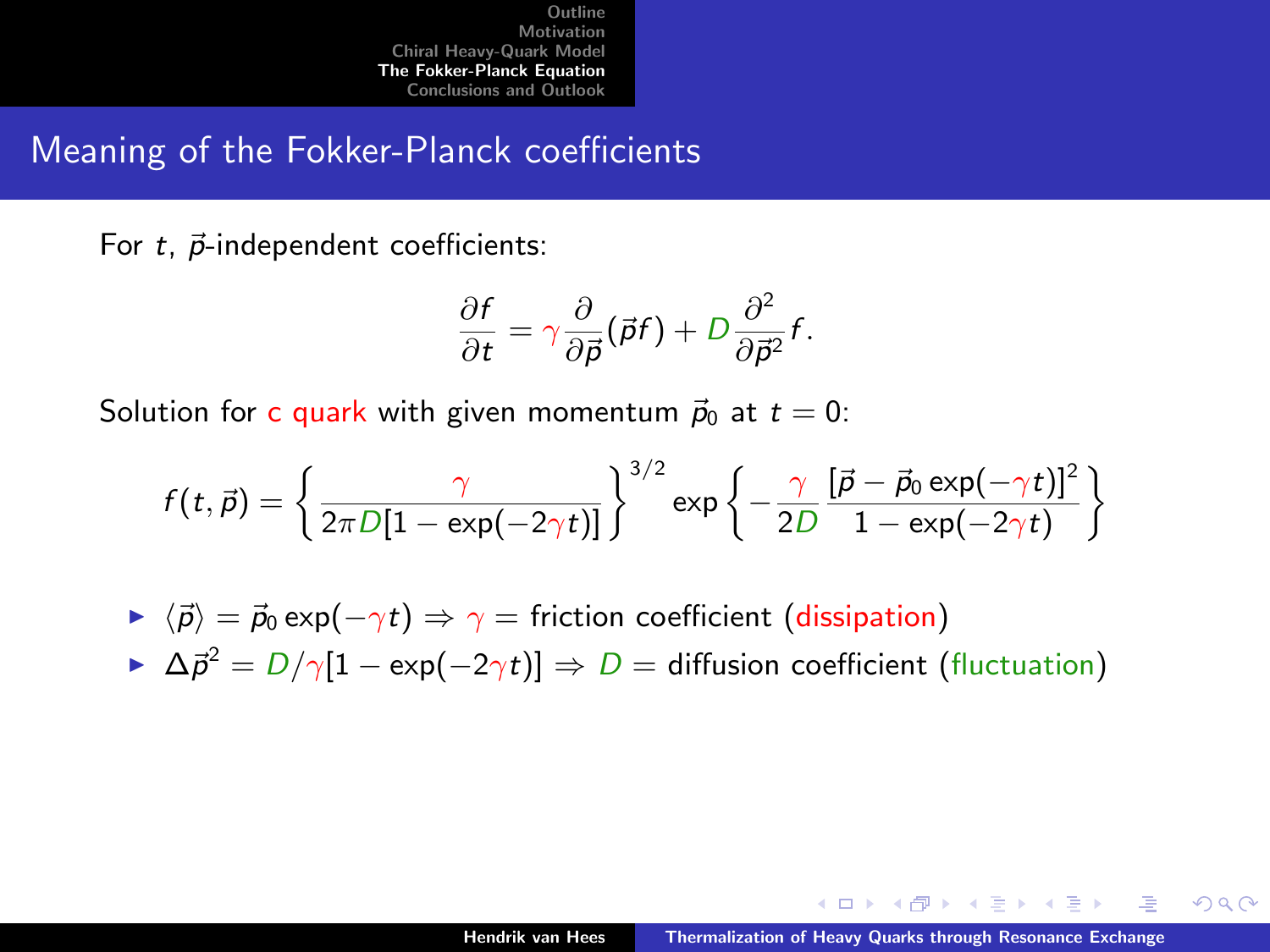## Meaning of the Fokker-Planck coefficients

For $t$, $\vec{p}$-independent coefficients:

$$\frac{\partial f}{\partial t} = \gamma \frac{\partial}{\partial \vec{p}}(\vec{p} f) + D \frac{\partial^2}{\partial \vec{p}^2} f.$$

Solution for c quark with given momentum $\vec{p}_0$ at $t = 0$:

$$f(t, \vec{p}) = \left\{ \frac{\gamma}{2\pi D[1 - \exp(-2\gamma t)]} \right\}^{3/2} \exp\left\{ -\frac{\gamma}{2D} \frac{[\vec{p} - \vec{p}_0 \exp(-\gamma t)]^2}{1 - \exp(-2\gamma t)} \right\}$$

- $\langle \vec{p} \rangle = \vec{p}_0 \exp(-\gamma t) \Rightarrow \gamma =$ friction coefficient (dissipation)
- $\Delta \vec{p}^2 = D/\gamma[1 - \exp(-2\gamma t)] \Rightarrow D =$ diffusion coefficient (fluctuation)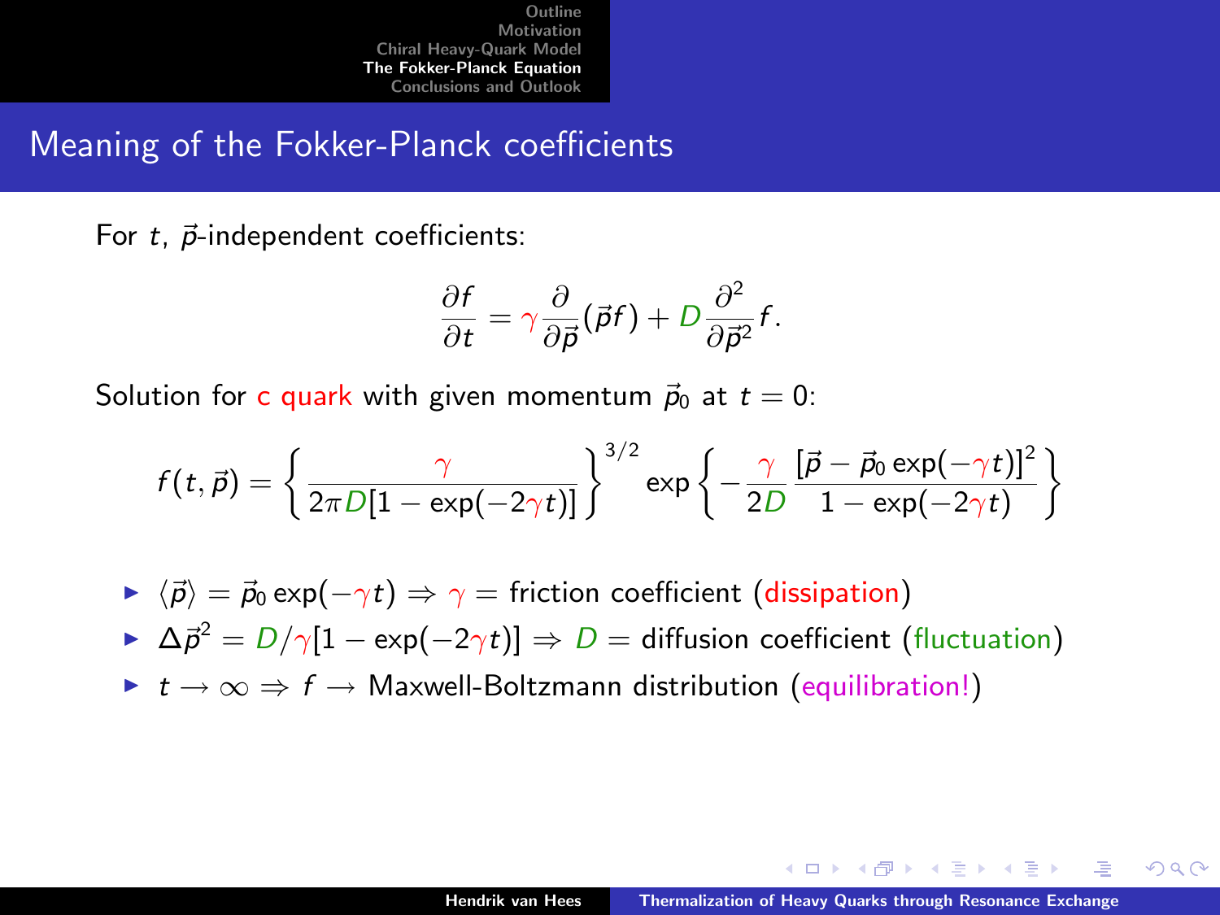## Meaning of the Fokker-Planck coefficients

For $t$, $\vec{p}$-independent coefficients:

$$\frac{\partial f}{\partial t} = \gamma \frac{\partial}{\partial \vec{p}}(\vec{p} f) + D \frac{\partial^2}{\partial \vec{p}^2} f.$$

Solution for c quark with given momentum $\vec{p}_0$ at $t = 0$:

$$f(t, \vec{p}) = \left\{ \frac{\gamma}{2\pi D[1 - \exp(-2\gamma t)]} \right\}^{3/2} \exp\left\{ -\frac{\gamma}{2D} \frac{[\vec{p} - \vec{p}_0 \exp(-\gamma t)]^2}{1 - \exp(-2\gamma t)} \right\}$$

- $\langle \vec{p} \rangle = \vec{p}_0 \exp(-\gamma t) \Rightarrow \gamma =$ friction coefficient (dissipation)
- $\Delta \vec{p}^2 = D/\gamma[1 - \exp(-2\gamma t)] \Rightarrow D =$ diffusion coefficient (fluctuation)
- $t \to \infty \Rightarrow f \to$ Maxwell-Boltzmann distribution (equilibration!)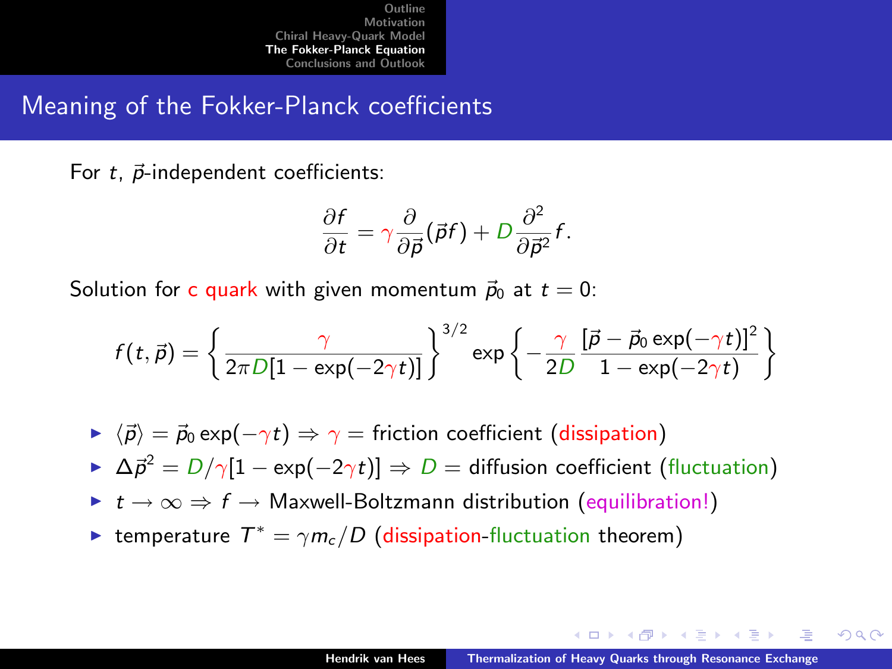## Meaning of the Fokker-Planck coefficients

For $t$, $\vec{p}$-independent coefficients:

$$\frac{\partial f}{\partial t} = \gamma \frac{\partial}{\partial \vec{p}}(\vec{p} f) + D \frac{\partial^2}{\partial \vec{p}^2} f.$$

Solution for c quark with given momentum $\vec{p}_0$ at $t = 0$:

$$f(t, \vec{p}) = \left\{ \frac{\gamma}{2\pi D[1 - \exp(-2\gamma t)]} \right\}^{3/2} \exp\left\{ -\frac{\gamma}{2D} \frac{[\vec{p} - \vec{p}_0 \exp(-\gamma t)]^2}{1 - \exp(-2\gamma t)} \right\}$$

- $\langle \vec{p} \rangle = \vec{p}_0 \exp(-\gamma t) \Rightarrow \gamma =$ friction coefficient (dissipation)
- $\Delta \vec{p}^2 = D/\gamma [1 - \exp(-2\gamma t)] \Rightarrow D =$ diffusion coefficient (fluctuation)
- $t \to \infty \Rightarrow f \to$ Maxwell-Boltzmann distribution (equilibration!)
- temperature $T^* = \gamma m_c / D$ (dissipation-fluctuation theorem)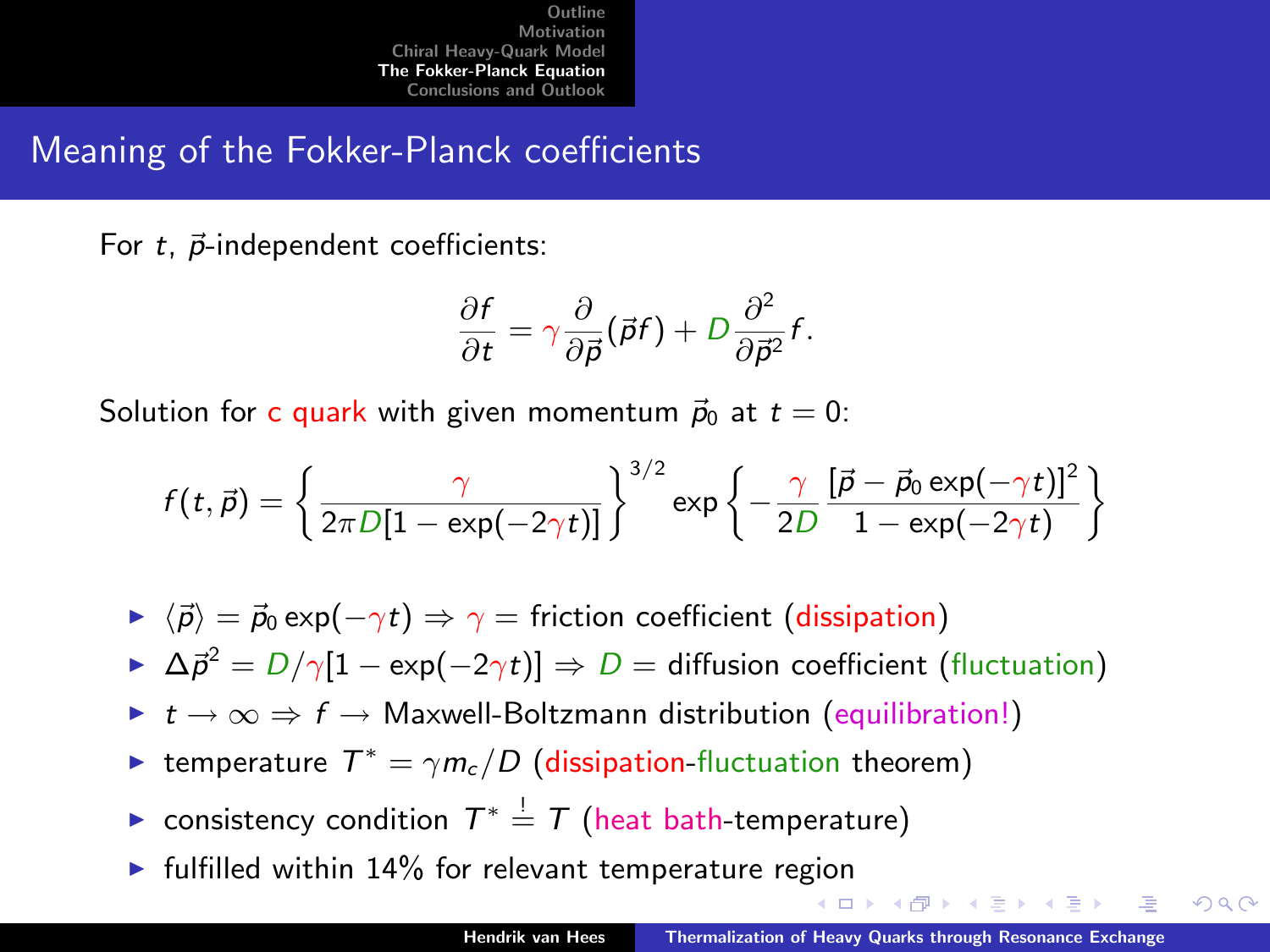## Meaning of the Fokker-Planck coefficients

For $t$, $\vec{p}$-independent coefficients:

$$\frac{\partial f}{\partial t} = \gamma \frac{\partial}{\partial \vec{p}}(\vec{p} f) + D \frac{\partial^2}{\partial \vec{p}^2} f.$$

Solution for c quark with given momentum $\vec{p}_0$ at $t = 0$:

$$f(t, \vec{p}) = \left\{ \frac{\gamma}{2\pi D[1 - \exp(-2\gamma t)]} \right\}^{3/2} \exp\left\{ -\frac{\gamma}{2D} \frac{[\vec{p} - \vec{p}_0 \exp(-\gamma t)]^2}{1 - \exp(-2\gamma t)} \right\}$$

- $\langle \vec{p} \rangle = \vec{p}_0 \exp(-\gamma t) \Rightarrow \gamma =$ friction coefficient (dissipation)
- $\Delta \vec{p}^2 = D/\gamma [1 - \exp(-2\gamma t)] \Rightarrow D =$ diffusion coefficient (fluctuation)
- $t \to \infty \Rightarrow f \to$ Maxwell-Boltzmann distribution (equilibration!)
- temperature $T^* = \gamma m_c / D$ (dissipation-fluctuation theorem)
- consistency condition $T^* \stackrel{!}{=} T$ (heat bath-temperature)
- fulfilled within 14% for relevant temperature region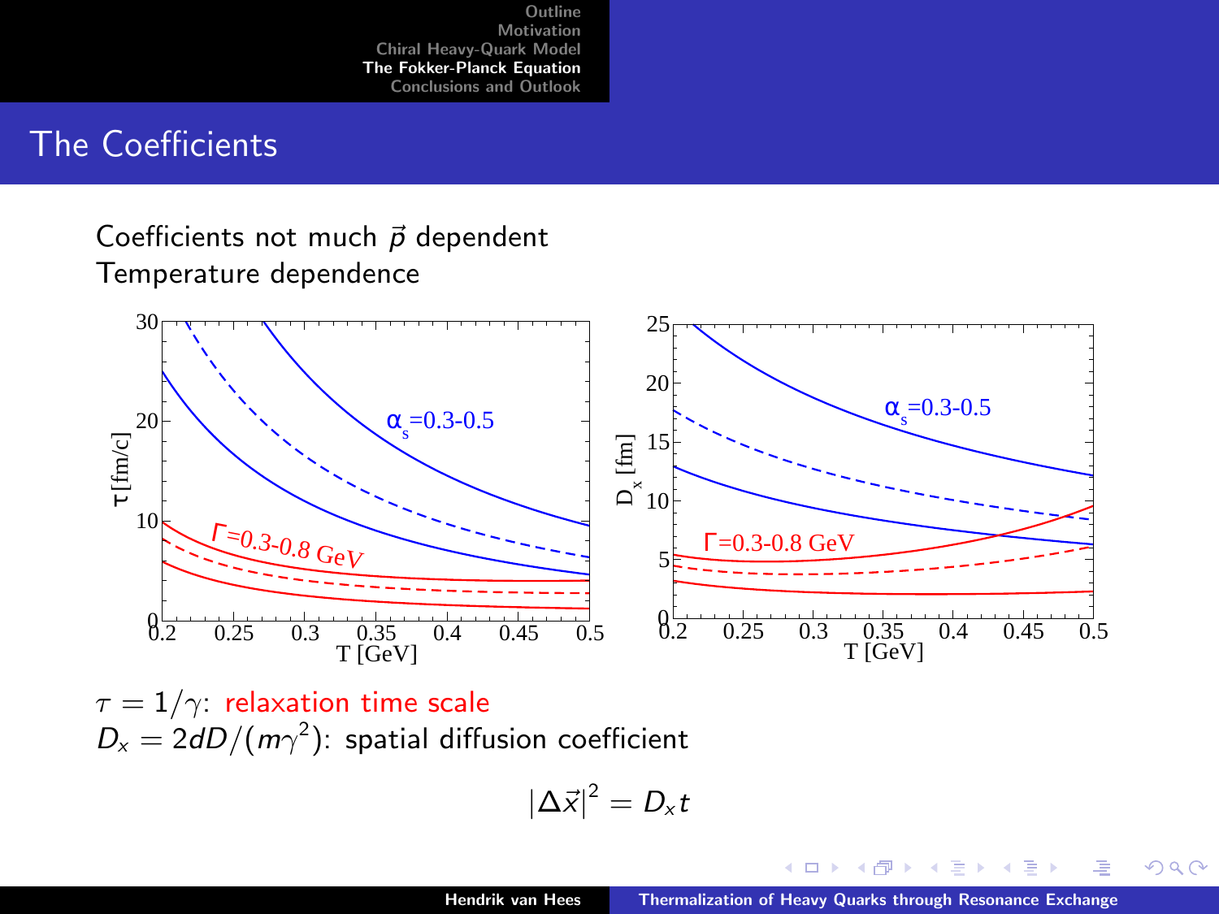# The Coefficients

Coefficients not much $\vec{p}$ dependent
Temperature dependence

$\tau = 1/\gamma$: relaxation time scale
$D_x = 2dD/(m\gamma^2)$: spatial diffusion coefficient

$$|\Delta\vec{x}|^2 = D_x t$$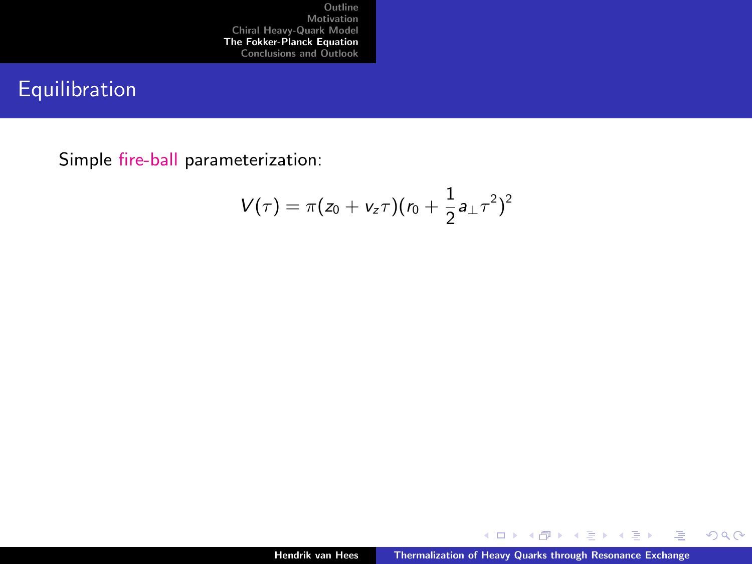# Equilibration

Simple fire-ball parameterization:

$$V(\tau) = \pi(z_0 + v_z \tau)(r_0 + \frac{1}{2} a_\perp \tau^2)^2$$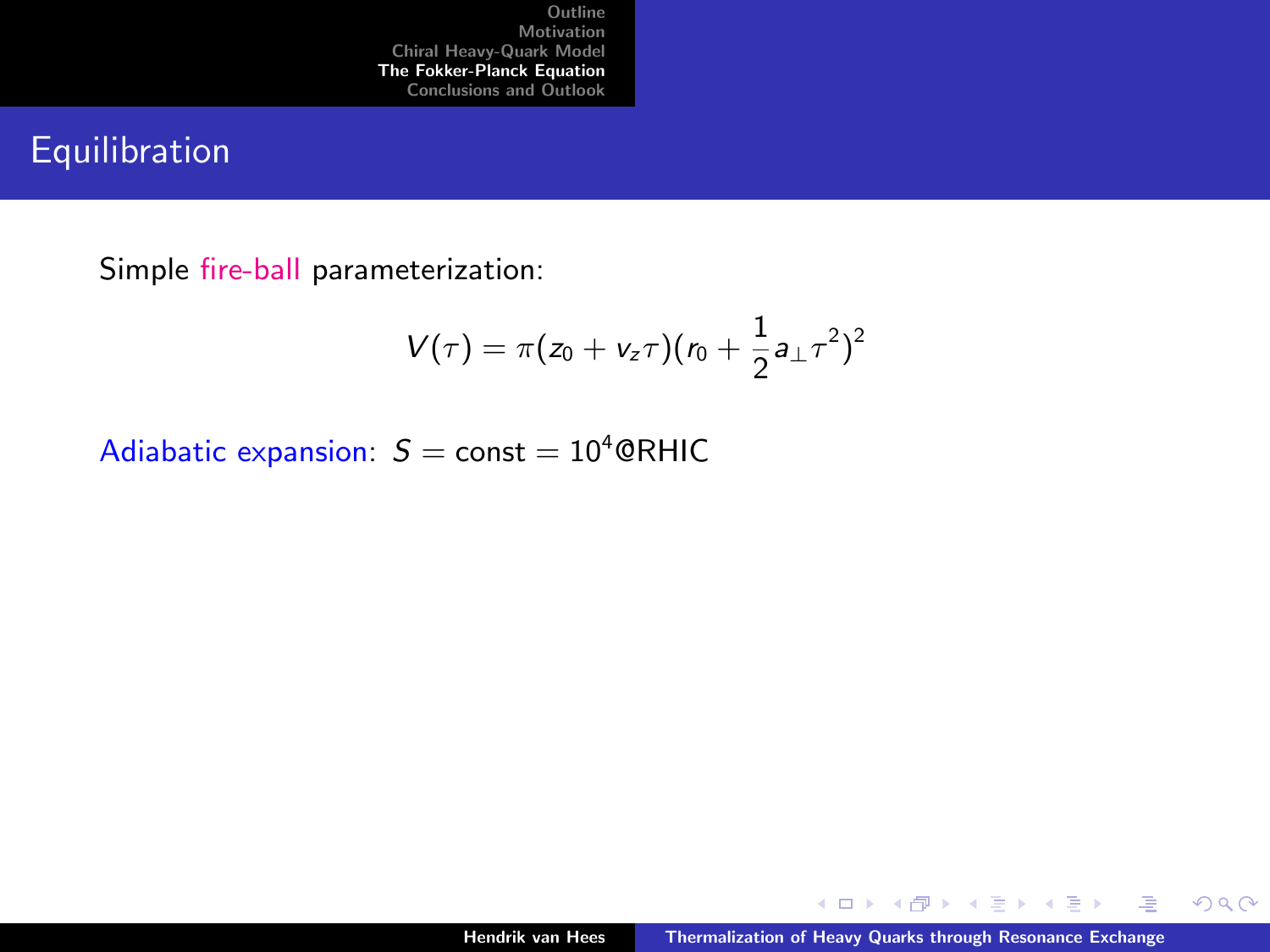## Equilibration

Simple fire-ball parameterization:

$$V(\tau) = \pi(z_0 + v_z \tau)(r_0 + \frac{1}{2} a_\perp \tau^2)^2$$

Adiabatic expansion: $S = \text{const} = 10^4$@RHIC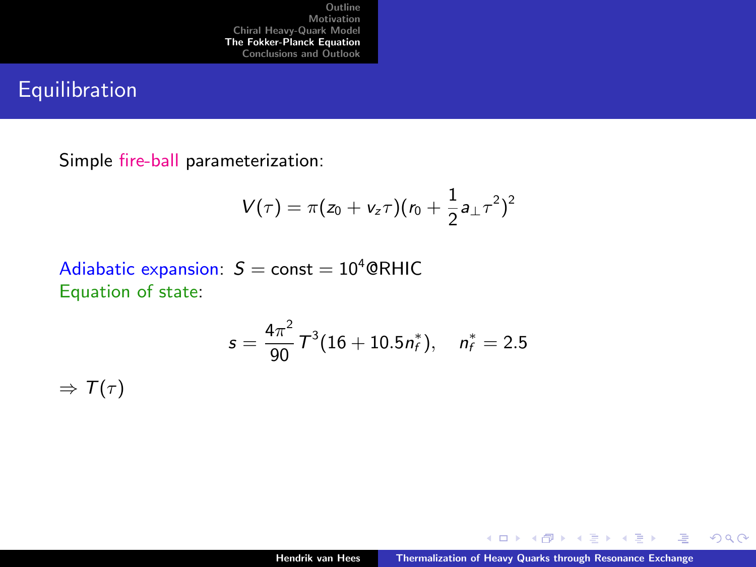# Equilibration

Simple fire-ball parameterization:

$$V(\tau) = \pi(z_0 + v_z \tau)(r_0 + \frac{1}{2} a_\perp \tau^2)^2$$

Adiabatic expansion: $S = \text{const} = 10^4$@RHIC

Equation of state:

$$s = \frac{4\pi^2}{90} T^3 (16 + 10.5 n_f^*), \quad n_f^* = 2.5$$

$\Rightarrow T(\tau)$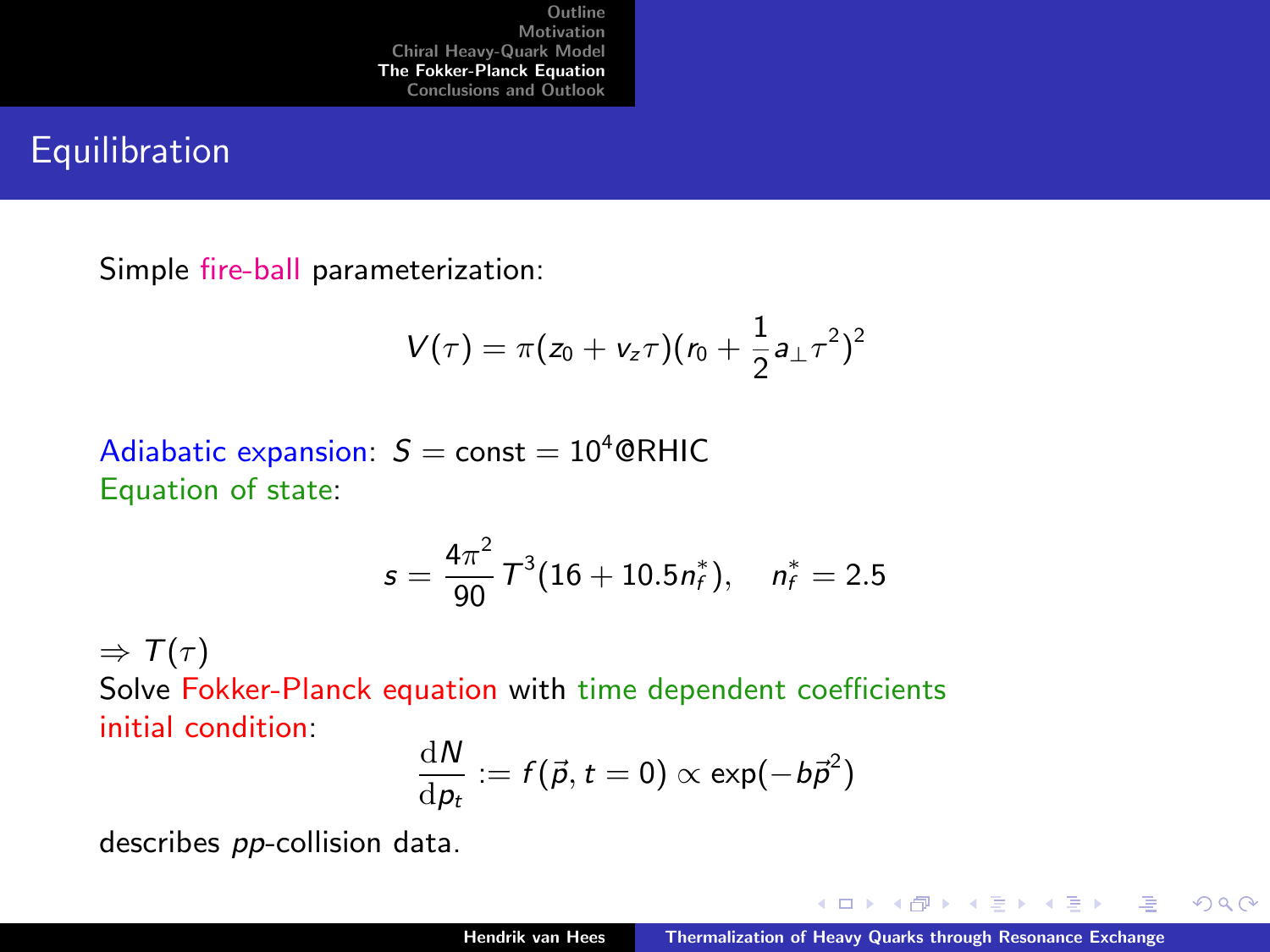# Equilibration

Simple fire-ball parameterization:

$$V(\tau) = \pi(z_0 + v_z \tau)(r_0 + \frac{1}{2} a_\perp \tau^2)^2$$

Adiabatic expansion: $S = \text{const} = 10^4$@RHIC
Equation of state:

$$s = \frac{4\pi^2}{90} T^3 (16 + 10.5 n_f^*), \quad n_f^* = 2.5$$

$\Rightarrow T(\tau)$
Solve Fokker-Planck equation with time dependent coefficients
initial condition:

$$\frac{\mathrm{d}N}{\mathrm{d}p_t} := f(\vec{p}, t = 0) \propto \exp(-b\vec{p}^2)$$

describes *pp*-collision data.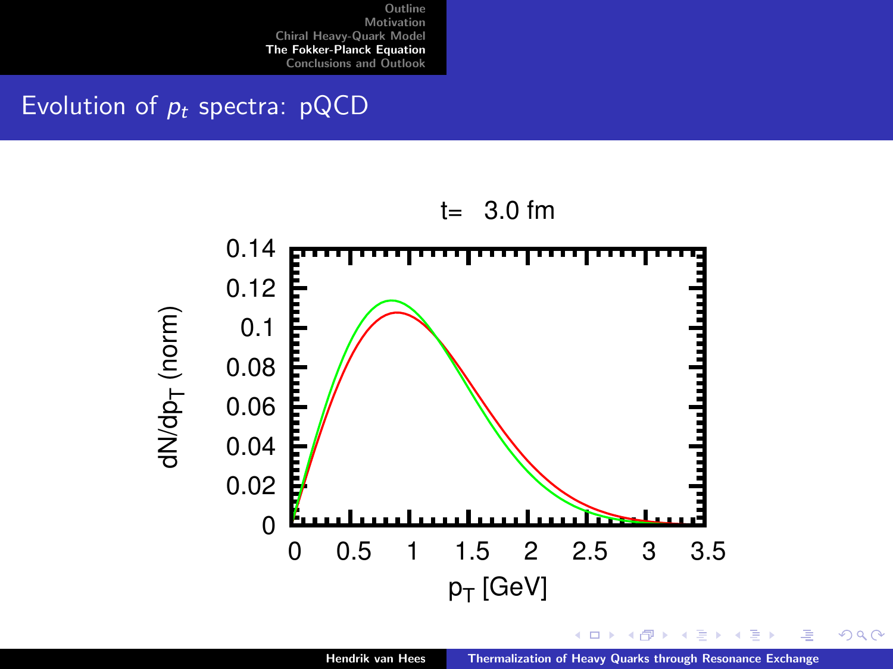## Evolution of $p_t$ spectra: pQCD

t= 3.0 fm

dN/dp$_T$ (norm)

p$_T$ [GeV]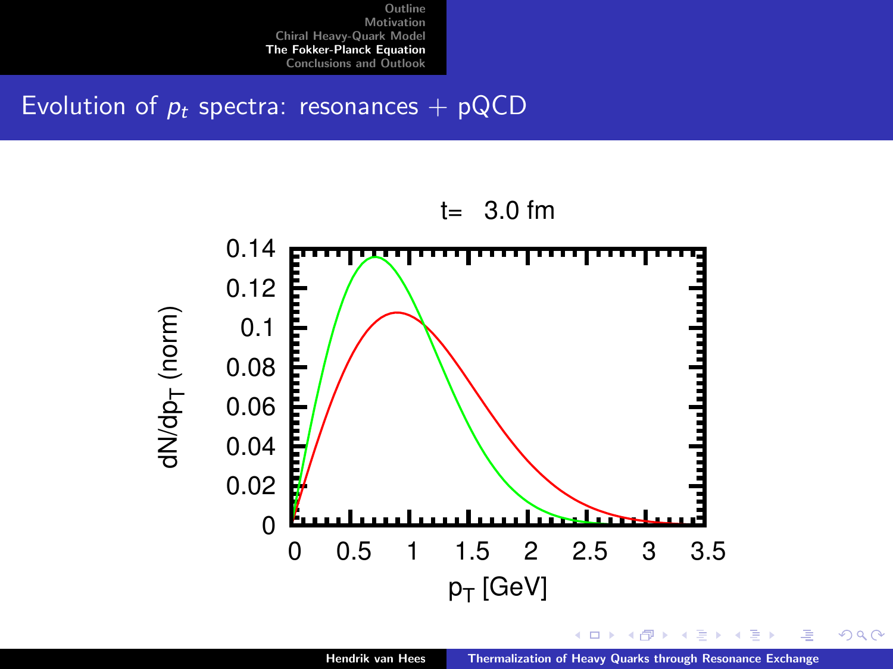## Evolution of $p_t$ spectra: resonances + pQCD

t= 3.0 fm

$dN/dp_T$ (norm)

$p_T$ [GeV]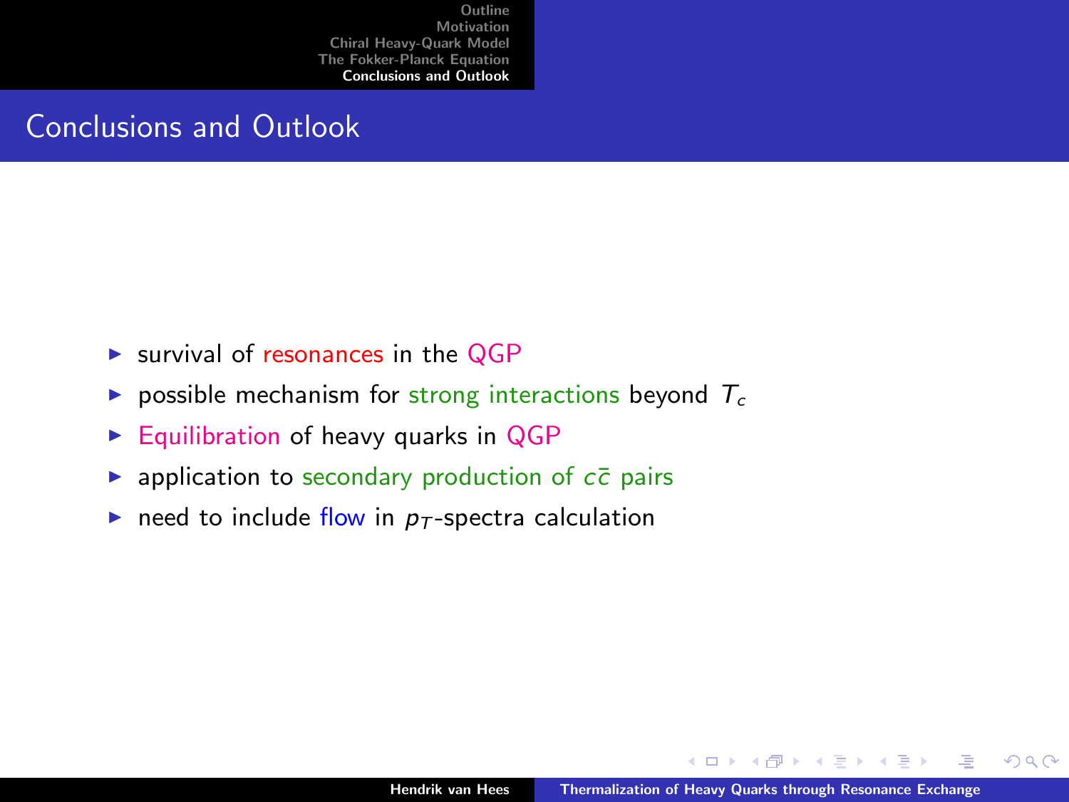## Conclusions and Outlook

- survival of resonances in the QGP
- possible mechanism for strong interactions beyond $T_c$
- Equilibration of heavy quarks in QGP
- application to secondary production of $c\bar{c}$ pairs
- need to include flow in $p_T$-spectra calculation